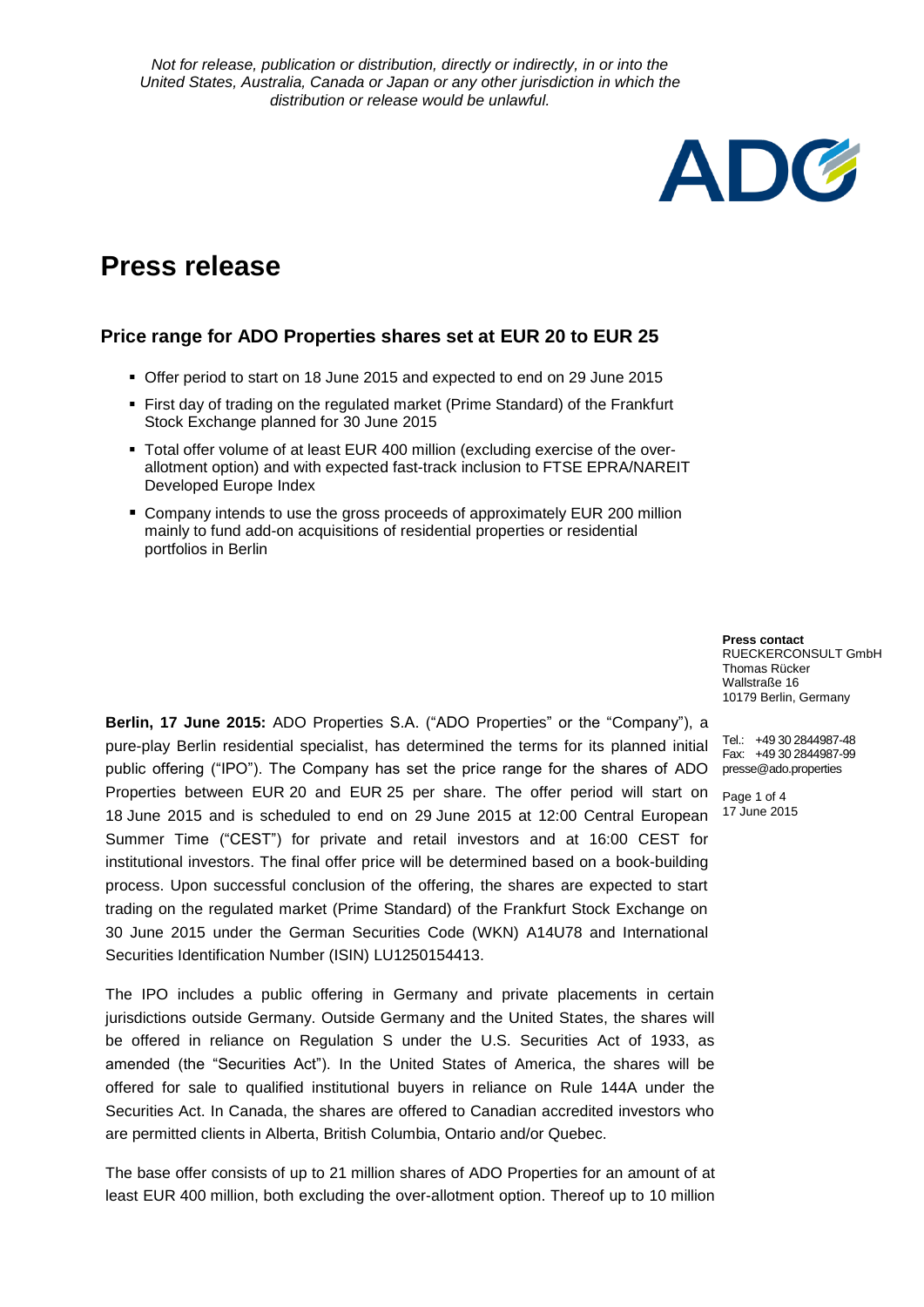*Not for release, publication or distribution, directly or indirectly, in or into the United States, Australia, Canada or Japan or any other jurisdiction in which the distribution or release would be unlawful.*

# Press release

## Price range for ADO Properties shares set at EUR 20 to EUR 25

- Offer period to start on 18 June 2015 and expected to end on 29 June 2015
- First day of trading on the regulated market (Prime Standard) of the Frankfurt Stock Exchange planned for 30 June 2015
- Total offer volume of at least EUR 400 million (excluding exercise of the over-allotment option) and with expected fast-track inclusion to FTSE EPRA/NAREIT Developed Europe Index
- Company intends to use the gross proceeds of approximately EUR 200 million mainly to fund add-on acquisitions of residential properties or residential portfolios in Berlin

**Press contact**
RUECKERCONSULT GmbH
Thomas Rücker
Wallstraße 16
10179 Berlin, Germany

Tel.: +49 30 2844987-48
Fax: +49 30 2844987-99
presse@ado.properties

17 June 2015

**Berlin, 17 June 2015:** ADO Properties S.A. ("ADO Properties" or the "Company"), a pure-play Berlin residential specialist, has determined the terms for its planned initial public offering ("IPO"). The Company has set the price range for the shares of ADO Properties between EUR 20 and EUR 25 per share. The offer period will start on 18 June 2015 and is scheduled to end on 29 June 2015 at 12:00 Central European Summer Time ("CEST") for private and retail investors and at 16:00 CEST for institutional investors. The final offer price will be determined based on a book-building process. Upon successful conclusion of the offering, the shares are expected to start trading on the regulated market (Prime Standard) of the Frankfurt Stock Exchange on 30 June 2015 under the German Securities Code (WKN) A14U78 and International Securities Identification Number (ISIN) LU1250154413.

The IPO includes a public offering in Germany and private placements in certain jurisdictions outside Germany. Outside Germany and the United States, the shares will be offered in reliance on Regulation S under the U.S. Securities Act of 1933, as amended (the "Securities Act"). In the United States of America, the shares will be offered for sale to qualified institutional buyers in reliance on Rule 144A under the Securities Act. In Canada, the shares are offered to Canadian accredited investors who are permitted clients in Alberta, British Columbia, Ontario and/or Quebec.

The base offer consists of up to 21 million shares of ADO Properties for an amount of at least EUR 400 million, both excluding the over-allotment option. Thereof up to 10 million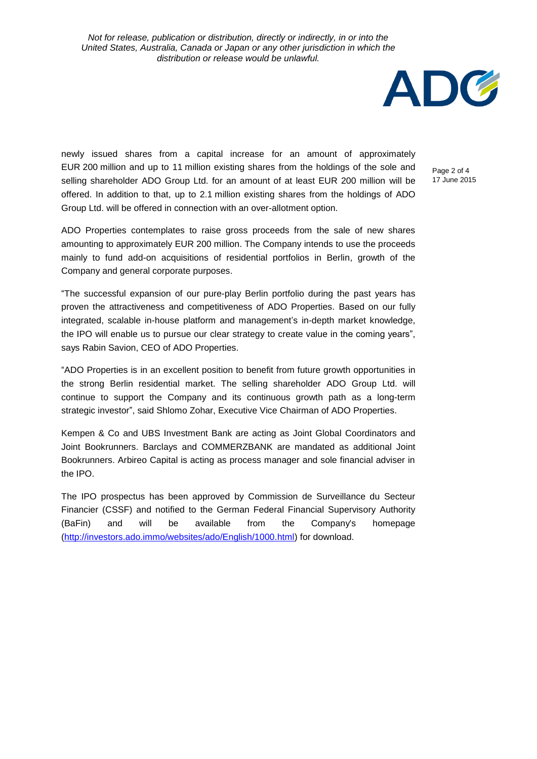*Not for release, publication or distribution, directly or indirectly, in or into the United States, Australia, Canada or Japan or any other jurisdiction in which the distribution or release would be unlawful.*

newly issued shares from a capital increase for an amount of approximately EUR 200 million and up to 11 million existing shares from the holdings of the sole and selling shareholder ADO Group Ltd. for an amount of at least EUR 200 million will be offered. In addition to that, up to 2.1 million existing shares from the holdings of ADO Group Ltd. will be offered in connection with an over-allotment option.

ADO Properties contemplates to raise gross proceeds from the sale of new shares amounting to approximately EUR 200 million. The Company intends to use the proceeds mainly to fund add-on acquisitions of residential portfolios in Berlin, growth of the Company and general corporate purposes.

"The successful expansion of our pure-play Berlin portfolio during the past years has proven the attractiveness and competitiveness of ADO Properties. Based on our fully integrated, scalable in-house platform and management's in-depth market knowledge, the IPO will enable us to pursue our clear strategy to create value in the coming years", says Rabin Savion, CEO of ADO Properties.

"ADO Properties is in an excellent position to benefit from future growth opportunities in the strong Berlin residential market. The selling shareholder ADO Group Ltd. will continue to support the Company and its continuous growth path as a long-term strategic investor", said Shlomo Zohar, Executive Vice Chairman of ADO Properties.

Kempen & Co and UBS Investment Bank are acting as Joint Global Coordinators and Joint Bookrunners. Barclays and COMMERZBANK are mandated as additional Joint Bookrunners. Arbireo Capital is acting as process manager and sole financial adviser in the IPO.

The IPO prospectus has been approved by Commission de Surveillance du Secteur Financier (CSSF) and notified to the German Federal Financial Supervisory Authority (BaFin) and will be available from the Company's homepage (http://investors.ado.immo/websites/ado/English/1000.html) for download.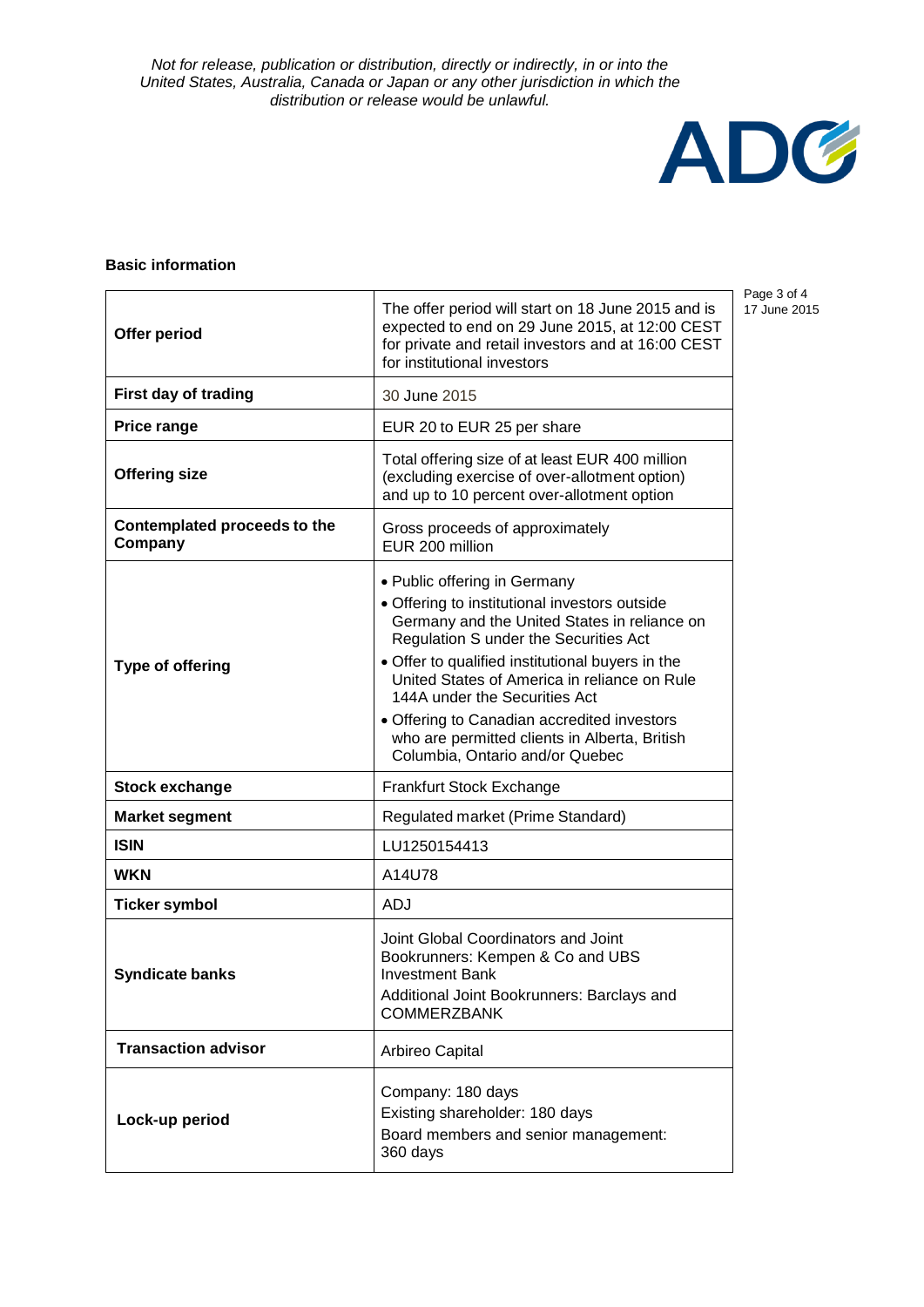*Not for release, publication or distribution, directly or indirectly, in or into the United States, Australia, Canada or Japan or any other jurisdiction in which the distribution or release would be unlawful.*

**Basic information**

| | |
|---|---|
| **Offer period** | The offer period will start on 18 June 2015 and is expected to end on 29 June 2015, at 12:00 CEST for private and retail investors and at 16:00 CEST for institutional investors |
| **First day of trading** | 30 June 2015 |
| **Price range** | EUR 20 to EUR 25 per share |
| **Offering size** | Total offering size of at least EUR 400 million (excluding exercise of over-allotment option) and up to 10 percent over-allotment option |
| **Contemplated proceeds to the Company** | Gross proceeds of approximately EUR 200 million |
| **Type of offering** | • Public offering in Germany<br>• Offering to institutional investors outside Germany and the United States in reliance on Regulation S under the Securities Act<br>• Offer to qualified institutional buyers in the United States of America in reliance on Rule 144A under the Securities Act<br>• Offering to Canadian accredited investors who are permitted clients in Alberta, British Columbia, Ontario and/or Quebec |
| **Stock exchange** | Frankfurt Stock Exchange |
| **Market segment** | Regulated market (Prime Standard) |
| **ISIN** | LU1250154413 |
| **WKN** | A14U78 |
| **Ticker symbol** | ADJ |
| **Syndicate banks** | Joint Global Coordinators and Joint Bookrunners: Kempen & Co and UBS Investment Bank<br>Additional Joint Bookrunners: Barclays and COMMERZBANK |
| **Transaction advisor** | Arbireo Capital |
| **Lock-up period** | Company: 180 days<br>Existing shareholder: 180 days<br>Board members and senior management: 360 days |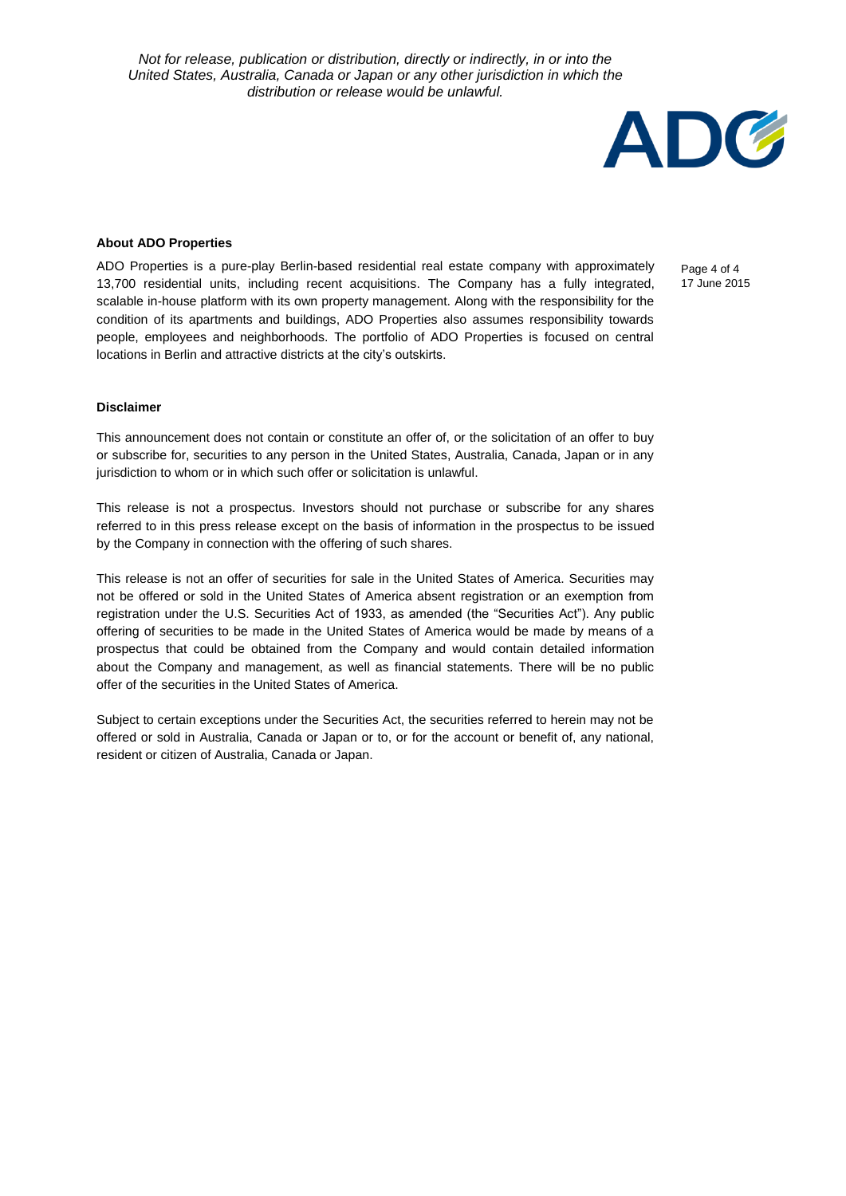*Not for release, publication or distribution, directly or indirectly, in or into the United States, Australia, Canada or Japan or any other jurisdiction in which the distribution or release would be unlawful.*

17 June 2015

**About ADO Properties**

ADO Properties is a pure-play Berlin-based residential real estate company with approximately 13,700 residential units, including recent acquisitions. The Company has a fully integrated, scalable in-house platform with its own property management. Along with the responsibility for the condition of its apartments and buildings, ADO Properties also assumes responsibility towards people, employees and neighborhoods. The portfolio of ADO Properties is focused on central locations in Berlin and attractive districts at the city's outskirts.

**Disclaimer**

This announcement does not contain or constitute an offer of, or the solicitation of an offer to buy or subscribe for, securities to any person in the United States, Australia, Canada, Japan or in any jurisdiction to whom or in which such offer or solicitation is unlawful.

This release is not a prospectus. Investors should not purchase or subscribe for any shares referred to in this press release except on the basis of information in the prospectus to be issued by the Company in connection with the offering of such shares.

This release is not an offer of securities for sale in the United States of America. Securities may not be offered or sold in the United States of America absent registration or an exemption from registration under the U.S. Securities Act of 1933, as amended (the "Securities Act"). Any public offering of securities to be made in the United States of America would be made by means of a prospectus that could be obtained from the Company and would contain detailed information about the Company and management, as well as financial statements. There will be no public offer of the securities in the United States of America.

Subject to certain exceptions under the Securities Act, the securities referred to herein may not be offered or sold in Australia, Canada or Japan or to, or for the account or benefit of, any national, resident or citizen of Australia, Canada or Japan.